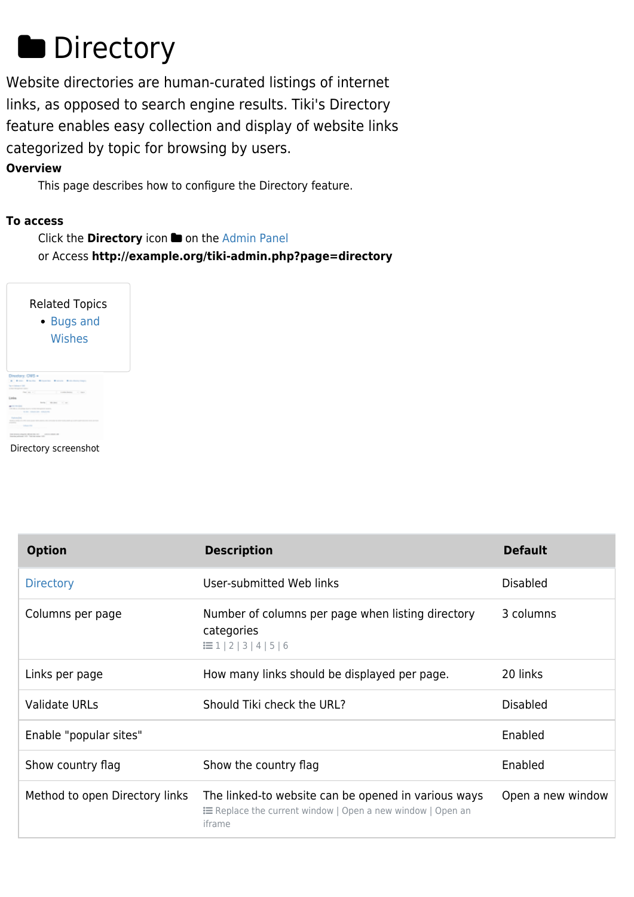# Directory

Website directories are human-curated listings of internet links, as opposed to search engine results. Tiki's Directory feature enables easy collection and display of website links categorized by topic for browsing by users.

**Overview**

This page describes how to configure the Directory feature.

**To access**

Click the **Directory** icon on the Admin Panel
or Access **http://example.org/tiki-admin.php?page=directory**

Related Topics

- Bugs and Wishes

Directory screenshot

| Option | Description | Default |
|---|---|---|
| Directory | User-submitted Web links | Disabled |
| Columns per page | Number of columns per page when listing directory categories<br>1 \| 2 \| 3 \| 4 \| 5 \| 6 | 3 columns |
| Links per page | How many links should be displayed per page. | 20 links |
| Validate URLs | Should Tiki check the URL? | Disabled |
| Enable "popular sites" | | Enabled |
| Show country flag | Show the country flag | Enabled |
| Method to open Directory links | The linked-to website can be opened in various ways<br>Replace the current window \| Open a new window \| Open an iframe | Open a new window |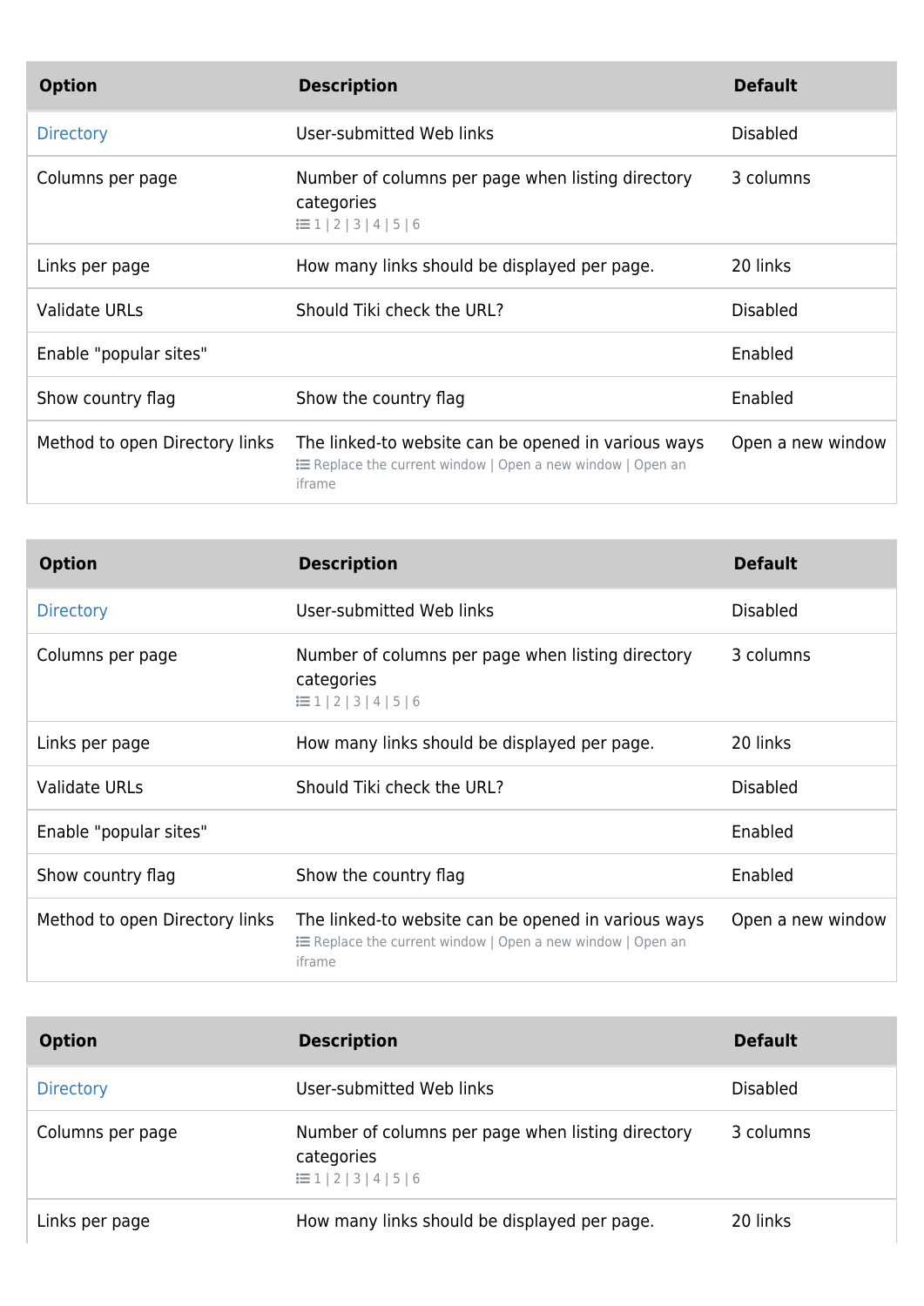| Option | Description | Default |
| --- | --- | --- |
| Directory | User-submitted Web links | Disabled |
| Columns per page | Number of columns per page when listing directory categories<br>1 \| 2 \| 3 \| 4 \| 5 \| 6 | 3 columns |
| Links per page | How many links should be displayed per page. | 20 links |
| Validate URLs | Should Tiki check the URL? | Disabled |
| Enable "popular sites" | | Enabled |
| Show country flag | Show the country flag | Enabled |
| Method to open Directory links | The linked-to website can be opened in various ways<br>Replace the current window \| Open a new window \| Open an iframe | Open a new window |

| Option | Description | Default |
| --- | --- | --- |
| Directory | User-submitted Web links | Disabled |
| Columns per page | Number of columns per page when listing directory categories<br>1 \| 2 \| 3 \| 4 \| 5 \| 6 | 3 columns |
| Links per page | How many links should be displayed per page. | 20 links |
| Validate URLs | Should Tiki check the URL? | Disabled |
| Enable "popular sites" | | Enabled |
| Show country flag | Show the country flag | Enabled |
| Method to open Directory links | The linked-to website can be opened in various ways<br>Replace the current window \| Open a new window \| Open an iframe | Open a new window |

| Option | Description | Default |
| --- | --- | --- |
| Directory | User-submitted Web links | Disabled |
| Columns per page | Number of columns per page when listing directory categories<br>1 \| 2 \| 3 \| 4 \| 5 \| 6 | 3 columns |
| Links per page | How many links should be displayed per page. | 20 links |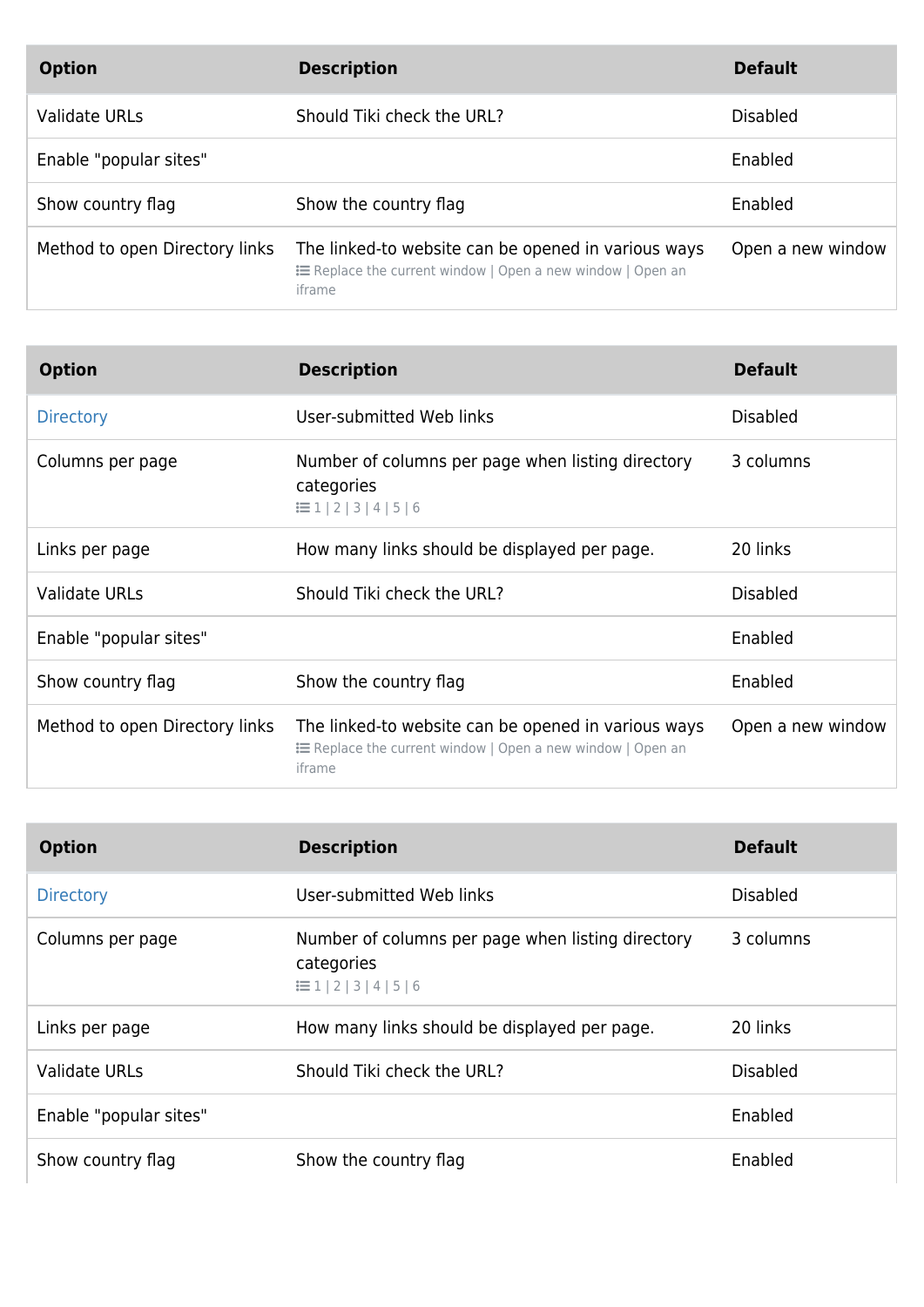| Option | Description | Default |
|---|---|---|
| Validate URLs | Should Tiki check the URL? | Disabled |
| Enable "popular sites" | | Enabled |
| Show country flag | Show the country flag | Enabled |
| Method to open Directory links | The linked-to website can be opened in various ways<br>Replace the current window \| Open a new window \| Open an iframe | Open a new window |

| Option | Description | Default |
|---|---|---|
| Directory | User-submitted Web links | Disabled |
| Columns per page | Number of columns per page when listing directory categories<br>1 \| 2 \| 3 \| 4 \| 5 \| 6 | 3 columns |
| Links per page | How many links should be displayed per page. | 20 links |
| Validate URLs | Should Tiki check the URL? | Disabled |
| Enable "popular sites" | | Enabled |
| Show country flag | Show the country flag | Enabled |
| Method to open Directory links | The linked-to website can be opened in various ways<br>Replace the current window \| Open a new window \| Open an iframe | Open a new window |

| Option | Description | Default |
|---|---|---|
| Directory | User-submitted Web links | Disabled |
| Columns per page | Number of columns per page when listing directory categories<br>1 \| 2 \| 3 \| 4 \| 5 \| 6 | 3 columns |
| Links per page | How many links should be displayed per page. | 20 links |
| Validate URLs | Should Tiki check the URL? | Disabled |
| Enable "popular sites" | | Enabled |
| Show country flag | Show the country flag | Enabled |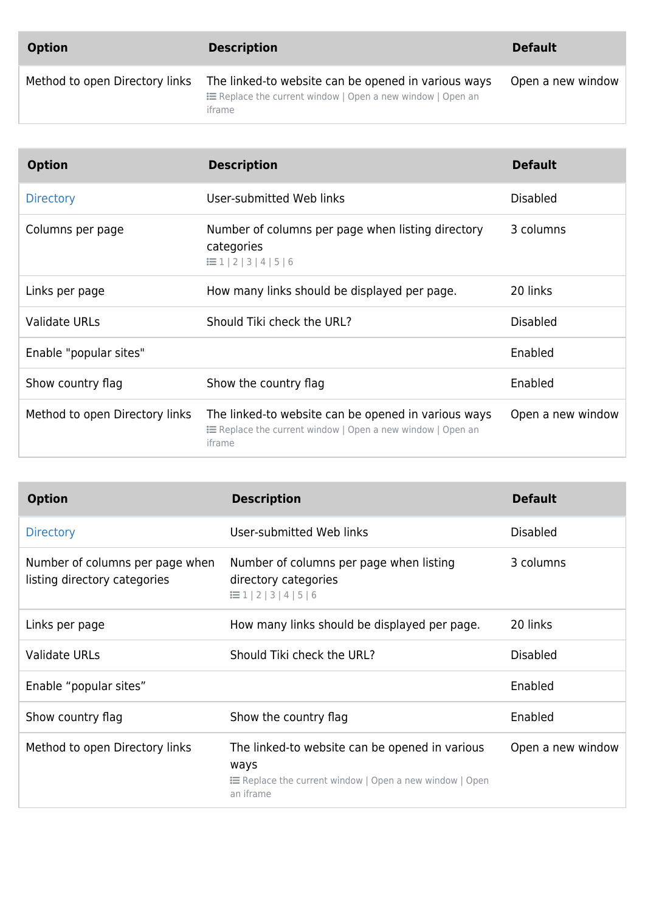| Option | Description | Default |
| --- | --- | --- |
| Method to open Directory links | The linked-to website can be opened in various ways<br>Replace the current window \| Open a new window \| Open an iframe | Open a new window |

| Option | Description | Default |
| --- | --- | --- |
| Directory | User-submitted Web links | Disabled |
| Columns per page | Number of columns per page when listing directory categories<br>1 \| 2 \| 3 \| 4 \| 5 \| 6 | 3 columns |
| Links per page | How many links should be displayed per page. | 20 links |
| Validate URLs | Should Tiki check the URL? | Disabled |
| Enable "popular sites" | | Enabled |
| Show country flag | Show the country flag | Enabled |
| Method to open Directory links | The linked-to website can be opened in various ways<br>Replace the current window \| Open a new window \| Open an iframe | Open a new window |

| Option | Description | Default |
| --- | --- | --- |
| Directory | User-submitted Web links | Disabled |
| Number of columns per page when listing directory categories | Number of columns per page when listing directory categories<br>1 \| 2 \| 3 \| 4 \| 5 \| 6 | 3 columns |
| Links per page | How many links should be displayed per page. | 20 links |
| Validate URLs | Should Tiki check the URL? | Disabled |
| Enable “popular sites” | | Enabled |
| Show country flag | Show the country flag | Enabled |
| Method to open Directory links | The linked-to website can be opened in various ways<br>Replace the current window \| Open a new window \| Open an iframe | Open a new window |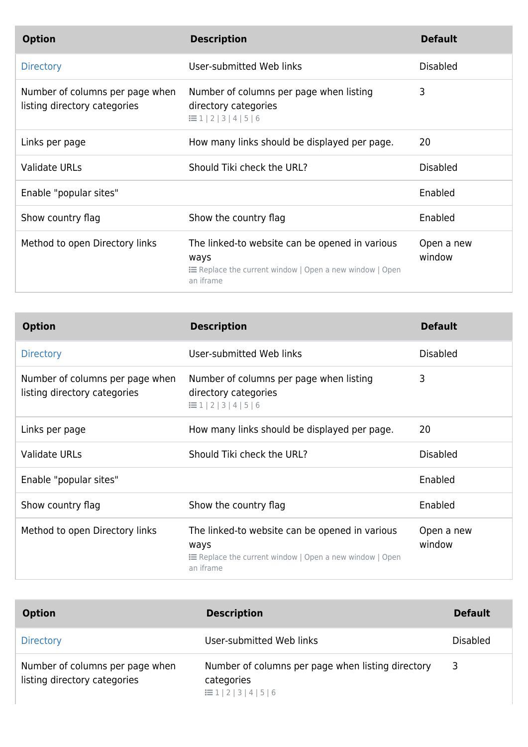| Option | Description | Default |
| --- | --- | --- |
| Directory | User-submitted Web links | Disabled |
| Number of columns per page when listing directory categories | Number of columns per page when listing directory categories<br>1 \| 2 \| 3 \| 4 \| 5 \| 6 | 3 |
| Links per page | How many links should be displayed per page. | 20 |
| Validate URLs | Should Tiki check the URL? | Disabled |
| Enable "popular sites" | | Enabled |
| Show country flag | Show the country flag | Enabled |
| Method to open Directory links | The linked-to website can be opened in various ways<br>Replace the current window \| Open a new window \| Open an iframe | Open a new window |

| Option | Description | Default |
| --- | --- | --- |
| Directory | User-submitted Web links | Disabled |
| Number of columns per page when listing directory categories | Number of columns per page when listing directory categories<br>1 \| 2 \| 3 \| 4 \| 5 \| 6 | 3 |
| Links per page | How many links should be displayed per page. | 20 |
| Validate URLs | Should Tiki check the URL? | Disabled |
| Enable "popular sites" | | Enabled |
| Show country flag | Show the country flag | Enabled |
| Method to open Directory links | The linked-to website can be opened in various ways<br>Replace the current window \| Open a new window \| Open an iframe | Open a new window |

| Option | Description | Default |
| --- | --- | --- |
| Directory | User-submitted Web links | Disabled |
| Number of columns per page when listing directory categories | Number of columns per page when listing directory categories<br>1 \| 2 \| 3 \| 4 \| 5 \| 6 | 3 |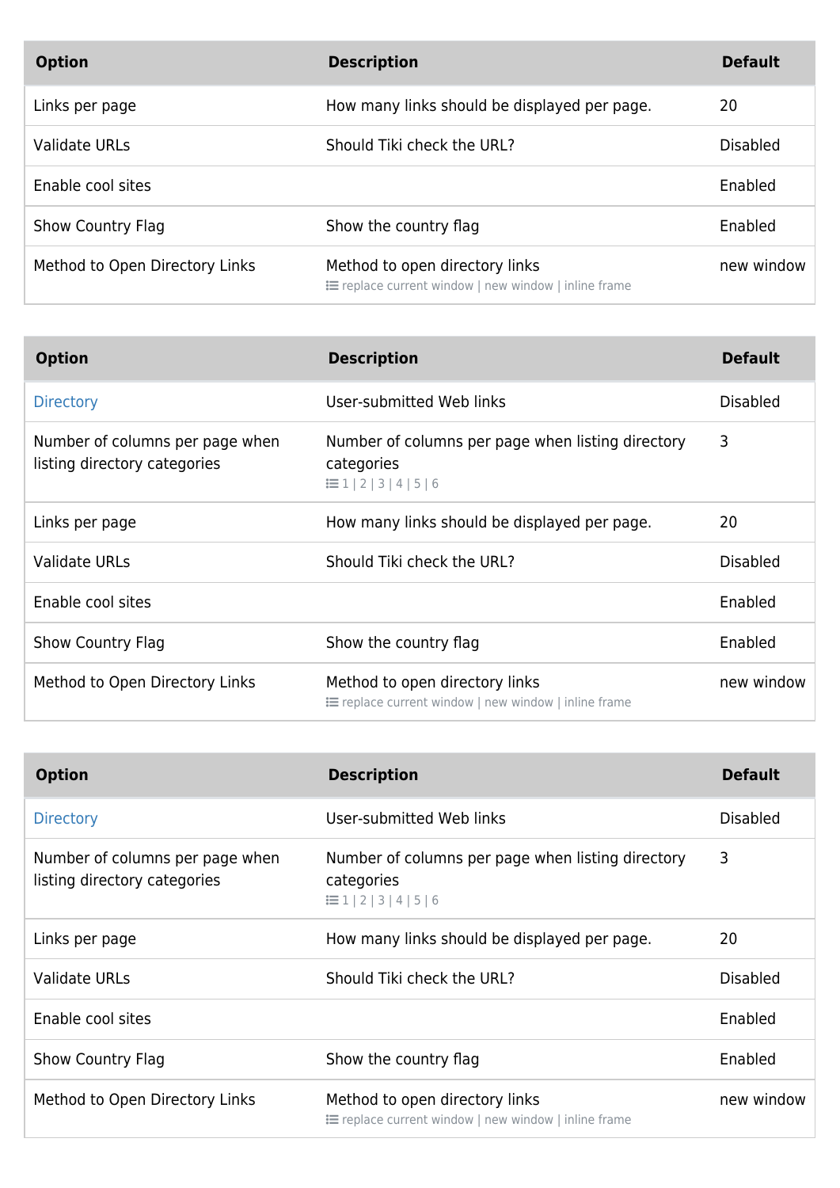| Option | Description | Default |
| --- | --- | --- |
| Links per page | How many links should be displayed per page. | 20 |
| Validate URLs | Should Tiki check the URL? | Disabled |
| Enable cool sites | | Enabled |
| Show Country Flag | Show the country flag | Enabled |
| Method to Open Directory Links | Method to open directory links<br>replace current window \| new window \| inline frame | new window |

| Option | Description | Default |
| --- | --- | --- |
| Directory | User-submitted Web links | Disabled |
| Number of columns per page when listing directory categories | Number of columns per page when listing directory categories<br>1 \| 2 \| 3 \| 4 \| 5 \| 6 | 3 |
| Links per page | How many links should be displayed per page. | 20 |
| Validate URLs | Should Tiki check the URL? | Disabled |
| Enable cool sites | | Enabled |
| Show Country Flag | Show the country flag | Enabled |
| Method to Open Directory Links | Method to open directory links<br>replace current window \| new window \| inline frame | new window |

| Option | Description | Default |
| --- | --- | --- |
| Directory | User-submitted Web links | Disabled |
| Number of columns per page when listing directory categories | Number of columns per page when listing directory categories<br>1 \| 2 \| 3 \| 4 \| 5 \| 6 | 3 |
| Links per page | How many links should be displayed per page. | 20 |
| Validate URLs | Should Tiki check the URL? | Disabled |
| Enable cool sites | | Enabled |
| Show Country Flag | Show the country flag | Enabled |
| Method to Open Directory Links | Method to open directory links<br>replace current window \| new window \| inline frame | new window |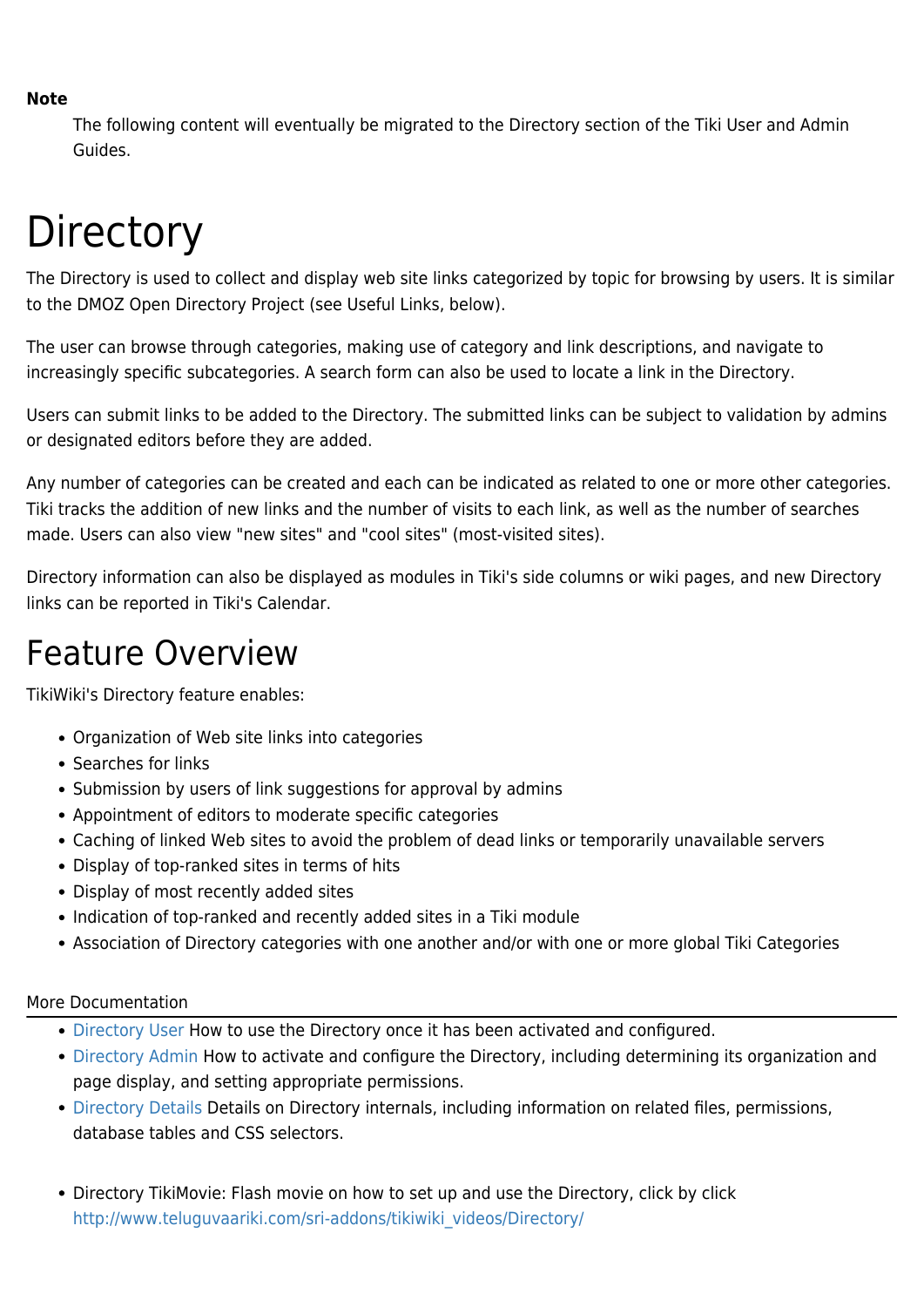**Note**

> The following content will eventually be migrated to the Directory section of the Tiki User and Admin Guides.

# Directory

The Directory is used to collect and display web site links categorized by topic for browsing by users. It is similar to the DMOZ Open Directory Project (see Useful Links, below).

The user can browse through categories, making use of category and link descriptions, and navigate to increasingly specific subcategories. A search form can also be used to locate a link in the Directory.

Users can submit links to be added to the Directory. The submitted links can be subject to validation by admins or designated editors before they are added.

Any number of categories can be created and each can be indicated as related to one or more other categories. Tiki tracks the addition of new links and the number of visits to each link, as well as the number of searches made. Users can also view "new sites" and "cool sites" (most-visited sites).

Directory information can also be displayed as modules in Tiki's side columns or wiki pages, and new Directory links can be reported in Tiki's Calendar.

# Feature Overview

TikiWiki's Directory feature enables:

- Organization of Web site links into categories
- Searches for links
- Submission by users of link suggestions for approval by admins
- Appointment of editors to moderate specific categories
- Caching of linked Web sites to avoid the problem of dead links or temporarily unavailable servers
- Display of top-ranked sites in terms of hits
- Display of most recently added sites
- Indication of top-ranked and recently added sites in a Tiki module
- Association of Directory categories with one another and/or with one or more global Tiki Categories

More Documentation

---

- Directory User How to use the Directory once it has been activated and configured.
- Directory Admin How to activate and configure the Directory, including determining its organization and page display, and setting appropriate permissions.
- Directory Details Details on Directory internals, including information on related files, permissions, database tables and CSS selectors.

- Directory TikiMovie: Flash movie on how to set up and use the Directory, click by click http://www.teluguvaariki.com/sri-addons/tikiwiki_videos/Directory/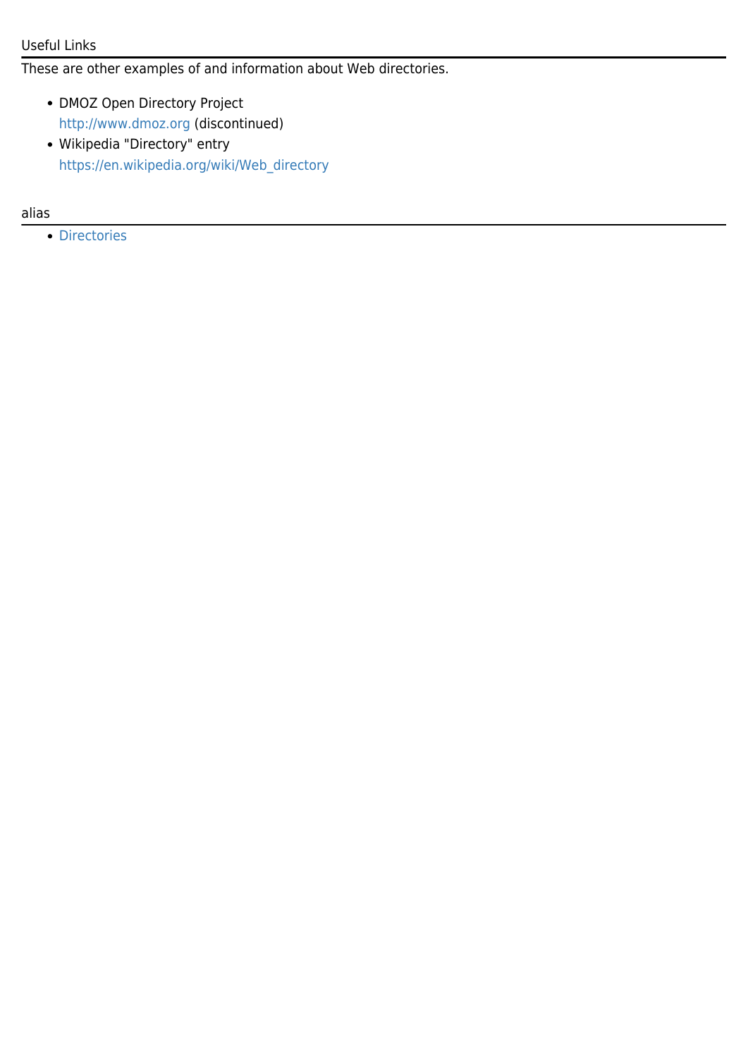## Useful Links

These are other examples of and information about Web directories.

- DMOZ Open Directory Project
  http://www.dmoz.org (discontinued)
- Wikipedia "Directory" entry
  https://en.wikipedia.org/wiki/Web_directory

## alias

- Directories